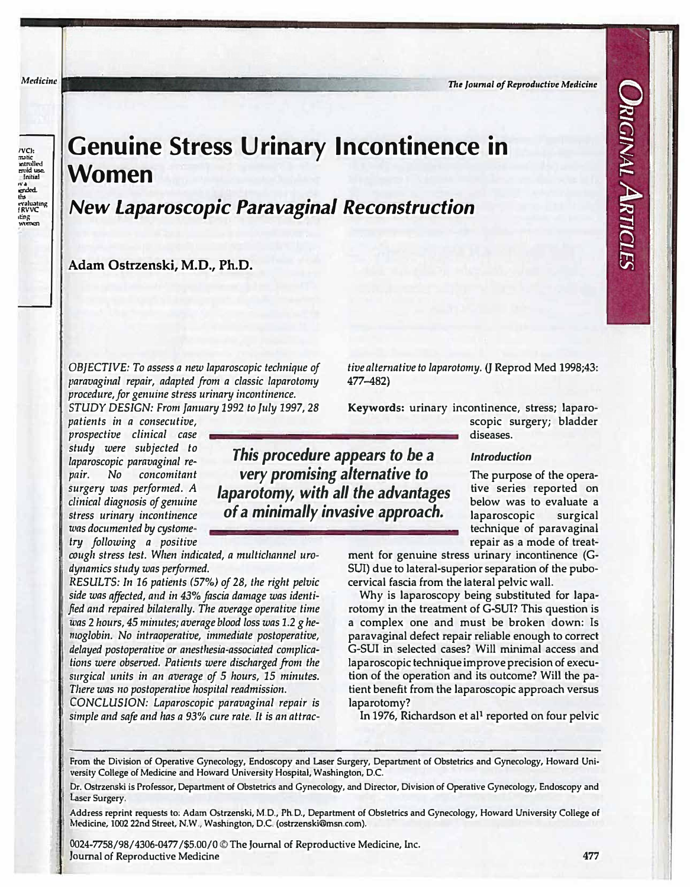# Genuine Stress Urinary Incontinence in Women

## *New Laparoscopic Paravaginal Reconstruction*

**Adam Ostrzenski, M.D., Ph.D.**

*OBJECTIVE: To assess a new laparoscopic technique of paravaginal repair, adapted from a classic laparotomy procedure, for genuine stress urinary incontinence.*

*STUDY DESIGN: From January 1992 to July 1997, 28 patients in a consecutive, prospective clinical case study were subjected to laparoscopic paravaginal repair. No concomitant surgery was performed. A clinical diagnosis of genuine stress urinary incontinence was documented by cystometry following a positive cough stress test. When indicated, a multichannel urodynamics study was performed.*

*RESULTS: In 16 patients (57%) of 28, the right pelvic side was affected, and in 43% fascia damage was identified and repaired bilaterally. The average operative time was 2 hours, 45 minutes; average blood loss was 1.2 g hemoglobin. No intraoperative, immediate postoperative, delayed postoperative or anesthesia-associated complications were observed. Patients were discharged from the surgical units in an average of 5 hours, 15 minutes. There was no postoperative hospital readmission.*

*CONCLUSION: Laparoscopic paravaginal repair is simple and safe and has a 93% cure rate. It is an attractive alternative to laparotomy.* (J Reprod Med 1998;43:477–482)

**Keywords:** urinary incontinence, stress; laparoscopic surgery; bladder diseases.

> ***This procedure appears to be a very promising alternative to laparotomy, with all the advantages of a minimally invasive approach.***

### *Introduction*

The purpose of the operative series reported on below was to evaluate a laparoscopic surgical technique of paravaginal repair as a mode of treatment for genuine stress urinary incontinence (G-SUI) due to lateral-superior separation of the pubocervical fascia from the lateral pelvic wall.

Why is laparoscopy being substituted for laparotomy in the treatment of G-SUI? This question is a complex one and must be broken down: Is paravaginal defect repair reliable enough to correct G-SUI in selected cases? Will minimal access and laparoscopic technique improve precision of execution of the operation and its outcome? Will the patient benefit from the laparoscopic approach versus laparotomy?

In 1976, Richardson et al[1] reported on four pelvic

---

From the Division of Operative Gynecology, Endoscopy and Laser Surgery, Department of Obstetrics and Gynecology, Howard University College of Medicine and Howard University Hospital, Washington, D.C.

Dr. Ostrzenski is Professor, Department of Obstetrics and Gynecology, and Director, Division of Operative Gynecology, Endoscopy and Laser Surgery.

Address reprint requests to: Adam Ostrzenski, M.D., Ph.D., Department of Obstetrics and Gynecology, Howard University College of Medicine, 1002 22nd Street, N.W., Washington, D.C. (ostrzenski@msn.com).

0024-7758/98/4306-0477/$5.00/0 © The Journal of Reproductive Medicine, Inc.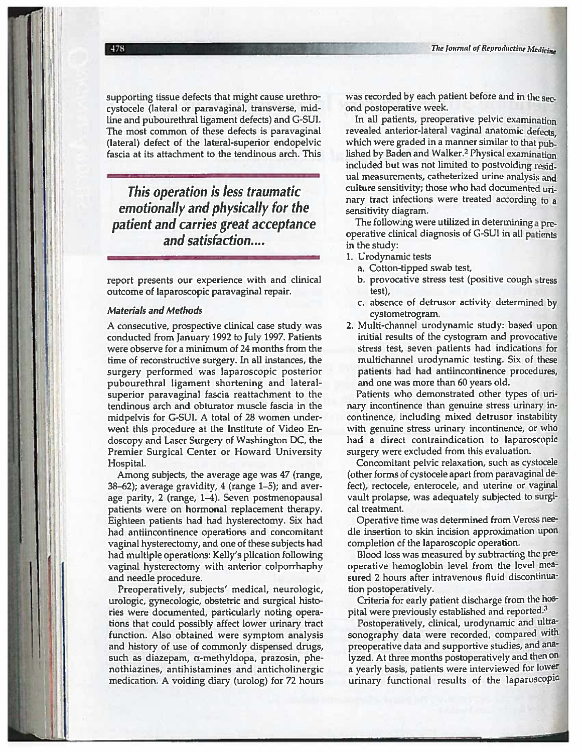supporting tissue defects that might cause urethrocystocele (lateral or paravaginal, transverse, midline and pubourethral ligament defects) and G-SUI. The most common of these defects is paravaginal (lateral) defect of the lateral-superior endopelvic fascia at its attachment to the tendinous arch. This report presents our experience with and clinical outcome of laparoscopic paravaginal repair.

> ***This operation is less traumatic emotionally and physically for the patient and carries great acceptance and satisfaction....***

### *Materials and Methods*

A consecutive, prospective clinical case study was conducted from January 1992 to July 1997. Patients were observe for a minimum of 24 months from the time of reconstructive surgery. In all instances, the surgery performed was laparoscopic posterior pubourethral ligament shortening and lateral-superior paravaginal fascia reattachment to the tendinous arch and obturator muscle fascia in the midpelvis for G-SUI. A total of 28 women underwent this procedure at the Institute of Video Endoscopy and Laser Surgery of Washington DC, the Premier Surgical Center or Howard University Hospital.

Among subjects, the average age was 47 (range, 38–62); average gravidity, 4 (range 1–5); and average parity, 2 (range, 1–4). Seven postmenopausal patients were on hormonal replacement therapy. Eighteen patients had had hysterectomy. Six had had antiincontinence operations and concomitant vaginal hysterectomy, and one of these subjects had had multiple operations: Kelly's plication following vaginal hysterectomy with anterior colporrhaphy and needle procedure.

Preoperatively, subjects' medical, neurologic, urologic, gynecologic, obstetric and surgical histories were documented, particularly noting operations that could possibly affect lower urinary tract function. Also obtained were symptom analysis and history of use of commonly dispensed drugs, such as diazepam, α-methyldopa, prazosin, phenothiazines, antihistamines and anticholinergic medication. A voiding diary (urolog) for 72 hours was recorded by each patient before and in the second postoperative week.

In all patients, preoperative pelvic examination revealed anterior-lateral vaginal anatomic defects, which were graded in a manner similar to that published by Baden and Walker.[2] Physical examination included but was not limited to postvoiding residual measurements, catheterized urine analysis and culture sensitivity; those who had documented urinary tract infections were treated according to a sensitivity diagram.

The following were utilized in determining a preoperative clinical diagnosis of G-SUI in all patients in the study:

1. Urodynamic tests
   a. Cotton-tipped swab test,
   b. provocative stress test (positive cough stress test),
   c. absence of detrusor activity determined by cystometrogram.
2. Multi-channel urodynamic study: based upon initial results of the cystogram and provocative stress test, seven patients had indications for multichannel urodynamic testing. Six of these patients had had antiincontinence procedures, and one was more than 60 years old.

Patients who demonstrated other types of urinary incontinence than genuine stress urinary incontinence, including mixed detrusor instability with genuine stress urinary incontinence, or who had a direct contraindication to laparoscopic surgery were excluded from this evaluation.

Concomitant pelvic relaxation, such as cystocele (other forms of cystocele apart from paravaginal defect), rectocele, enterocele, and uterine or vaginal vault prolapse, was adequately subjected to surgical treatment.

Operative time was determined from Veress needle insertion to skin incision approximation upon completion of the laparoscopic operation.

Blood loss was measured by subtracting the preoperative hemoglobin level from the level measured 2 hours after intravenous fluid discontinuation postoperatively.

Criteria for early patient discharge from the hospital were previously established and reported.[3]

Postoperatively, clinical, urodynamic and ultrasonography data were recorded, compared with preoperative data and supportive studies, and analyzed. At three months postoperatively and then on a yearly basis, patients were interviewed for lower urinary functional results of the laparoscopic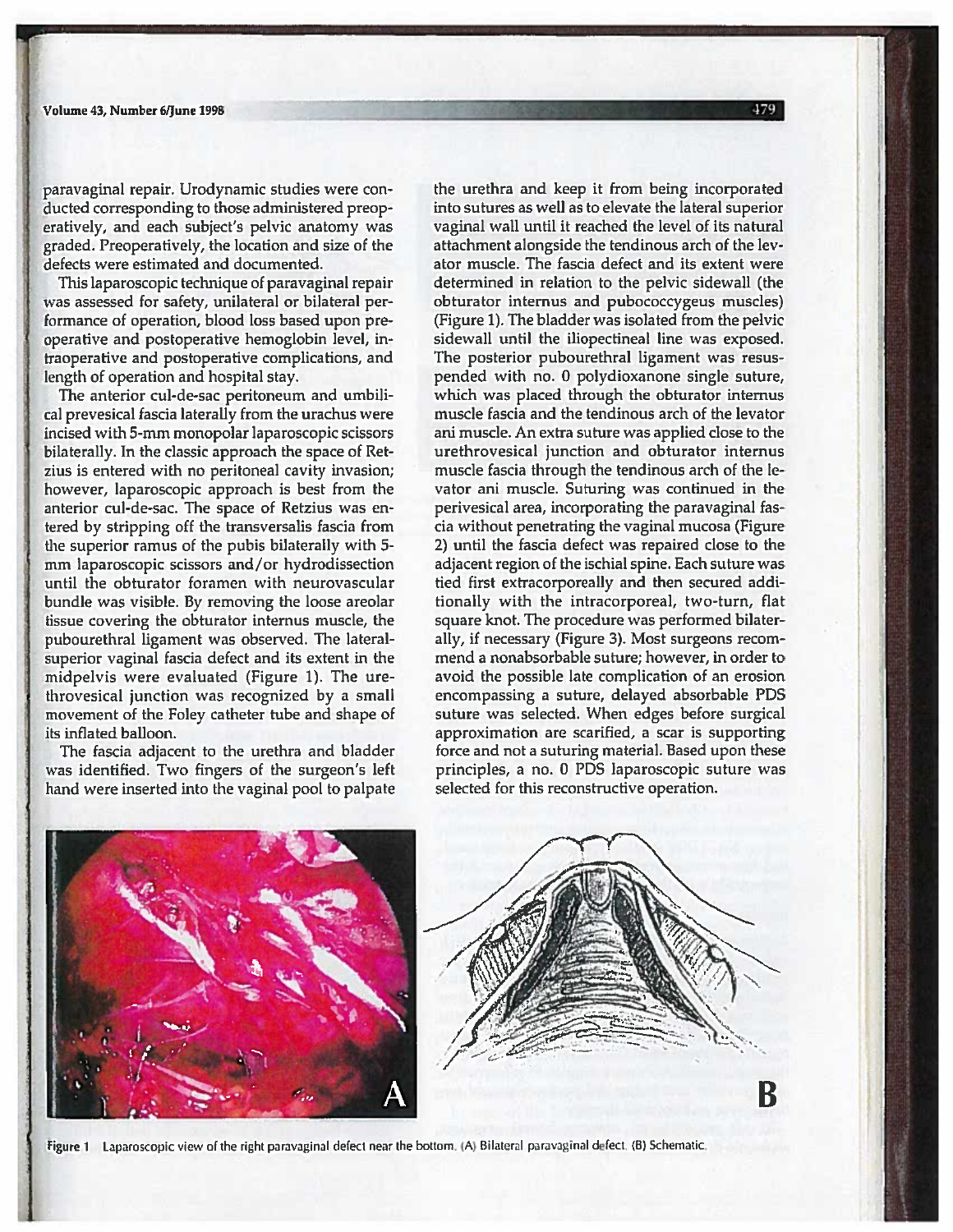paravaginal repair. Urodynamic studies were conducted corresponding to those administered preoperatively, and each subject's pelvic anatomy was graded. Preoperatively, the location and size of the defects were estimated and documented.

This laparoscopic technique of paravaginal repair was assessed for safety, unilateral or bilateral performance of operation, blood loss based upon preoperative and postoperative hemoglobin level, intraoperative and postoperative complications, and length of operation and hospital stay.

The anterior cul-de-sac peritoneum and umbilical prevesical fascia laterally from the urachus were incised with 5-mm monopolar laparoscopic scissors bilaterally. In the classic approach the space of Retzius is entered with no peritoneal cavity invasion; however, laparoscopic approach is best from the anterior cul-de-sac. The space of Retzius was entered by stripping off the transversalis fascia from the superior ramus of the pubis bilaterally with 5-mm laparoscopic scissors and/or hydrodissection until the obturator foramen with neurovascular bundle was visible. By removing the loose areolar tissue covering the obturator internus muscle, the pubourethral ligament was observed. The lateral-superior vaginal fascia defect and its extent in the midpelvis were evaluated (Figure 1). The urethrovesical junction was recognized by a small movement of the Foley catheter tube and shape of its inflated balloon.

The fascia adjacent to the urethra and bladder was identified. Two fingers of the surgeon's left hand were inserted into the vaginal pool to palpate the urethra and keep it from being incorporated into sutures as well as to elevate the lateral superior vaginal wall until it reached the level of its natural attachment alongside the tendinous arch of the levator muscle. The fascia defect and its extent were determined in relation to the pelvic sidewall (the obturator internus and pubococcygeus muscles) (Figure 1). The bladder was isolated from the pelvic sidewall until the iliopectineal line was exposed. The posterior pubourethral ligament was resuspended with no. 0 polydioxanone single suture, which was placed through the obturator internus muscle fascia and the tendinous arch of the levator ani muscle. An extra suture was applied close to the urethrovesical junction and obturator internus muscle fascia through the tendinous arch of the levator ani muscle. Suturing was continued in the perivesical area, incorporating the paravaginal fascia without penetrating the vaginal mucosa (Figure 2) until the fascia defect was repaired close to the adjacent region of the ischial spine. Each suture was tied first extracorporeally and then secured additionally with the intracorporeal, two-turn, flat square knot. The procedure was performed bilaterally, if necessary (Figure 3). Most surgeons recommend a nonabsorbable suture; however, in order to avoid the possible late complication of an erosion encompassing a suture, delayed absorbable PDS suture was selected. When edges before surgical approximation are scarified, a scar is supporting force and not a suturing material. Based upon these principles, a no. 0 PDS laparoscopic suture was selected for this reconstructive operation.

A

B

Figure 1 Laparoscopic view of the right paravaginal defect near the bottom. (A) Bilateral paravaginal defect. (B) Schematic.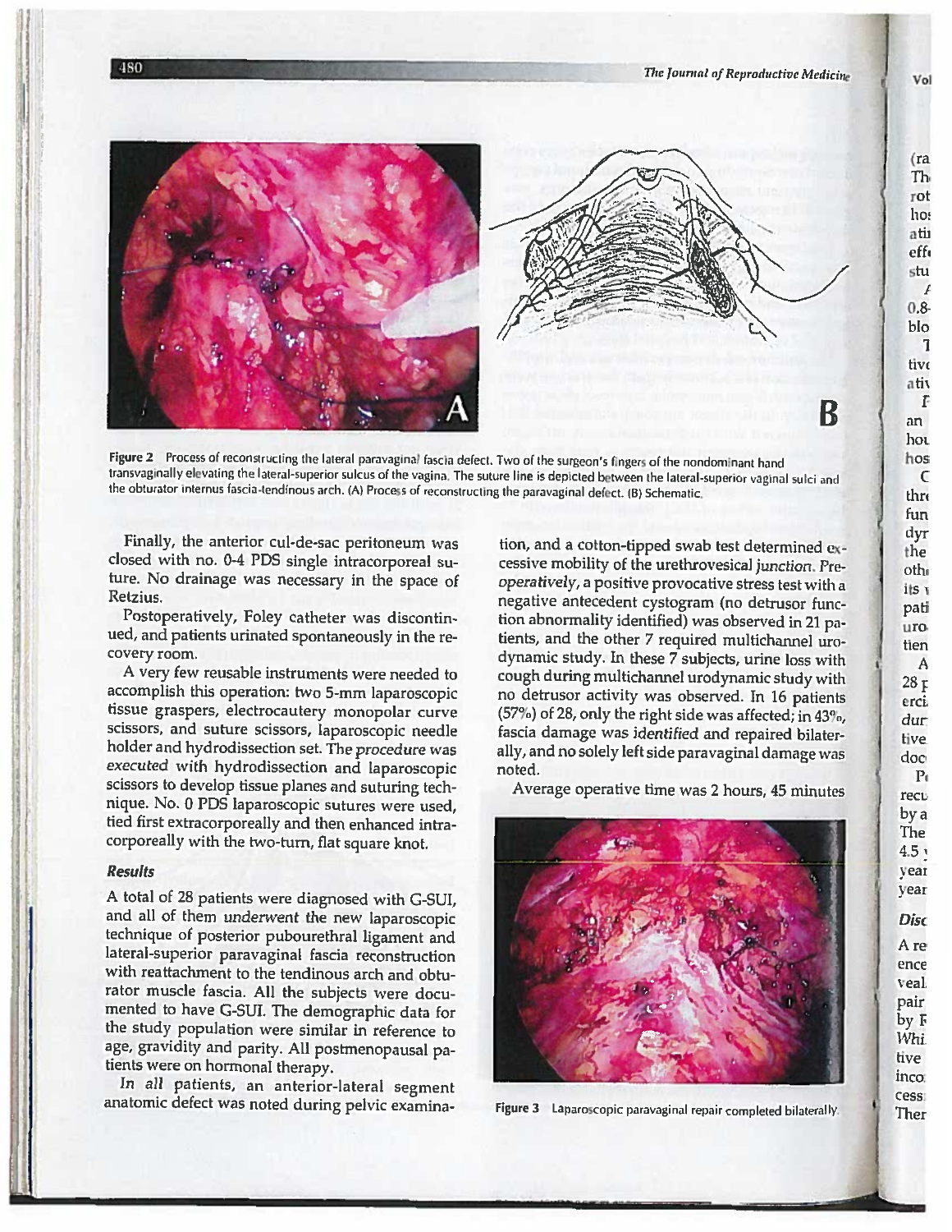Figure 2 Process of reconstructing the lateral paravaginal fascia defect. Two of the surgeon's fingers of the nondominant hand transvaginally elevating the lateral-superior sulcus of the vagina. The suture line is depicted between the lateral-superior vaginal sulci and the obturator internus fascia-tendinous arch. (A) Process of reconstructing the paravaginal defect. (B) Schematic.

Finally, the anterior cul-de-sac peritoneum was closed with no. 0-4 PDS single intracorporeal suture. No drainage was necessary in the space of Retzius.

Postoperatively, Foley catheter was discontinued, and patients urinated spontaneously in the recovery room.

A very few reusable instruments were needed to accomplish this operation: two 5-mm laparoscopic tissue graspers, electrocautery monopolar curve scissors, and suture scissors, laparoscopic needle holder and hydrodissection set. The procedure was executed with hydrodissection and laparoscopic scissors to develop tissue planes and suturing technique. No. 0 PDS laparoscopic sutures were used, tied first extracorporeally and then enhanced intracorporeally with the two-turn, flat square knot.

### Results

A total of 28 patients were diagnosed with G-SUI, and all of them underwent the new laparoscopic technique of posterior pubourethral ligament and lateral-superior paravaginal fascia reconstruction with reattachment to the tendinous arch and obturator muscle fascia. All the subjects were documented to have G-SUI. The demographic data for the study population were similar in reference to age, gravidity and parity. All postmenopausal patients were on hormonal therapy.

In all patients, an anterior-lateral segment anatomic defect was noted during pelvic examination, and a cotton-tipped swab test determined excessive mobility of the urethrovesical junction. Preoperatively, a positive provocative stress test with a negative antecedent cystogram (no detrusor function abnormality identified) was observed in 21 patients, and the other 7 required multichannel urodynamic study. In these 7 subjects, urine loss with cough during multichannel urodynamic study with no detrusor activity was observed. In 16 patients (57%) of 28, only the right side was affected; in 43%, fascia damage was identified and repaired bilaterally, and no solely left side paravaginal damage was noted.

Average operative time was 2 hours, 45 minutes

Figure 3 Laparoscopic paravaginal repair completed bilaterally.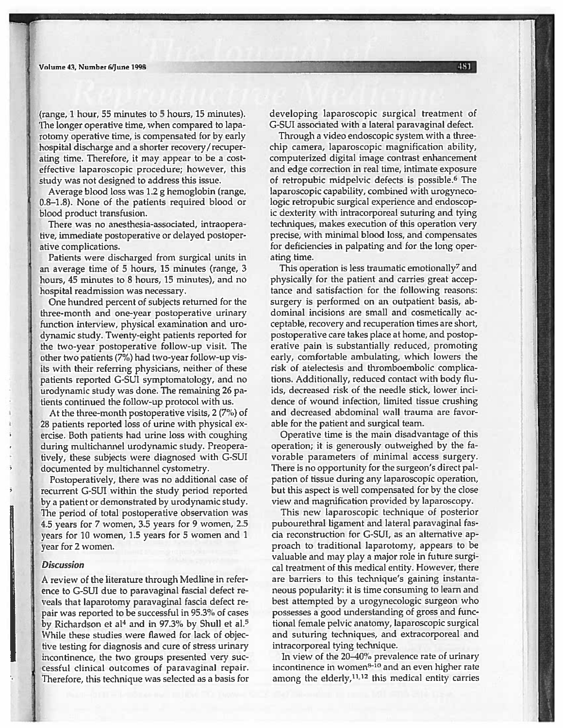(range, 1 hour, 55 minutes to 5 hours, 15 minutes). The longer operative time, when compared to laparotomy operative time, is compensated for by early hospital discharge and a shorter recovery/recuperating time. Therefore, it may appear to be a cost-effective laparoscopic procedure; however, this study was not designed to address this issue.

Average blood loss was 1.2 g hemoglobin (range, 0.8–1.8). None of the patients required blood or blood product transfusion.

There was no anesthesia-associated, intraoperative, immediate postoperative or delayed postoperative complications.

Patients were discharged from surgical units in an average time of 5 hours, 15 minutes (range, 3 hours, 45 minutes to 8 hours, 15 minutes), and no hospital readmission was necessary.

One hundred percent of subjects returned for the three-month and one-year postoperative urinary function interview, physical examination and urodynamic study. Twenty-eight patients reported for the two-year postoperative follow-up visit. The other two patients (7%) had two-year follow-up visits with their referring physicians, neither of these patients reported G-SUI symptomatology, and no urodynamic study was done. The remaining 26 patients continued the follow-up protocol with us.

At the three-month postoperative visits, 2 (7%) of 28 patients reported loss of urine with physical exercise. Both patients had urine loss with coughing during multichannel urodynamic study. Preoperatively, these subjects were diagnosed with G-SUI documented by multichannel cystometry.

Postoperatively, there was no additional case of recurrent G-SUI within the study period reported by a patient or demonstrated by urodynamic study. The period of total postoperative observation was 4.5 years for 7 women, 3.5 years for 9 women, 2.5 years for 10 women, 1.5 years for 5 women and 1 year for 2 women.

### Discussion

A review of the literature through Medline in reference to G-SUI due to paravaginal fascial defect reveals that laparotomy paravaginal fascia defect repair was reported to be successful in 95.3% of cases by Richardson et al[4] and in 97.3% by Shull et al.[5] While these studies were flawed for lack of objective testing for diagnosis and cure of stress urinary incontinence, the two groups presented very successful clinical outcomes of paravaginal repair. Therefore, this technique was selected as a basis for developing laparoscopic surgical treatment of G-SUI associated with a lateral paravaginal defect.

Through a video endoscopic system with a three-chip camera, laparoscopic magnification ability, computerized digital image contrast enhancement and edge correction in real time, intimate exposure of retropubic midpelvic defects is possible.[6] The laparoscopic capability, combined with urogynecologic retropubic surgical experience and endoscopic dexterity with intracorporeal suturing and tying techniques, makes execution of this operation very precise, with minimal blood loss, and compensates for deficiencies in palpating and for the long operating time.

This operation is less traumatic emotionally[7] and physically for the patient and carries great acceptance and satisfaction for the following reasons: surgery is performed on an outpatient basis, abdominal incisions are small and cosmetically acceptable, recovery and recuperation times are short, postoperative care takes place at home, and postoperative pain is substantially reduced, promoting early, comfortable ambulating, which lowers the risk of atelectesis and thromboembolic complications. Additionally, reduced contact with body fluids, decreased risk of the needle stick, lower incidence of wound infection, limited tissue crushing and decreased abdominal wall trauma are favorable for the patient and surgical team.

Operative time is the main disadvantage of this operation; it is generously outweighed by the favorable parameters of minimal access surgery. There is no opportunity for the surgeon's direct palpation of tissue during any laparoscopic operation, but this aspect is well compensated for by the close view and magnification provided by laparoscopy.

This new laparoscopic technique of posterior pubourethral ligament and lateral paravaginal fascia reconstruction for G-SUI, as an alternative approach to traditional laparotomy, appears to be valuable and may play a major role in future surgical treatment of this medical entity. However, there are barriers to this technique's gaining instantaneous popularity: it is time consuming to learn and best attempted by a urogynecologic surgeon who possesses a good understanding of gross and functional female pelvic anatomy, laparoscopic surgical and suturing techniques, and extracorporeal and intracorporeal tying technique.

In view of the 20–40% prevalence rate of urinary incontinence in women[8-10] and an even higher rate among the elderly,[11,12] this medical entity carries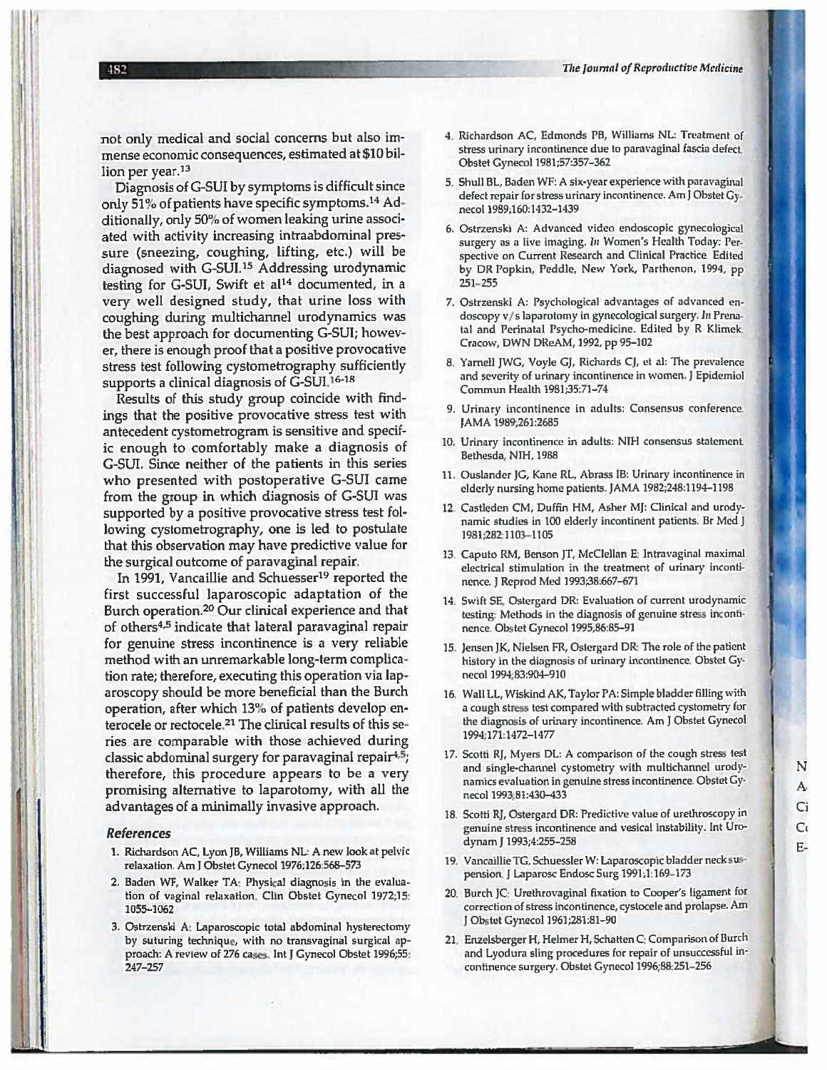not only medical and social concerns but also immense economic consequences, estimated at $10 billion per year.[13]

Diagnosis of G-SUI by symptoms is difficult since only 51% of patients have specific symptoms.[14] Additionally, only 50% of women leaking urine associated with activity increasing intraabdominal pressure (sneezing, coughing, lifting, etc.) will be diagnosed with G-SUI.[15] Addressing urodynamic testing for G-SUI, Swift et al[14] documented, in a very well designed study, that urine loss with coughing during multichannel urodynamics was the best approach for documenting G-SUI; however, there is enough proof that a positive provocative stress test following cystometrography sufficiently supports a clinical diagnosis of G-SUI.[16-18]

Results of this study group coincide with findings that the positive provocative stress test with antecedent cystometrogram is sensitive and specific enough to comfortably make a diagnosis of G-SUI. Since neither of the patients in this series who presented with postoperative G-SUI came from the group in which diagnosis of G-SUI was supported by a positive provocative stress test following cystometrography, one is led to postulate that this observation may have predictive value for the surgical outcome of paravaginal repair.

In 1991, Vancaillie and Schuesser[19] reported the first successful laparoscopic adaptation of the Burch operation.[20] Our clinical experience and that of others[4,5] indicate that lateral paravaginal repair for genuine stress incontinence is a very reliable method with an unremarkable long-term complication rate; therefore, executing this operation via laparoscopy should be more beneficial than the Burch operation, after which 13% of patients develop enterocele or rectocele.[21] The clinical results of this series are comparable with those achieved during classic abdominal surgery for paravaginal repair[4,5]; therefore, this procedure appears to be a very promising alternative to laparotomy, with all the advantages of a minimally invasive approach.

### References

1. Richardson AC, Lyon JB, Williams NL: A new look at pelvic relaxation. Am J Obstet Gynecol 1976;126:568–573
2. Baden WF, Walker TA: Physical diagnosis in the evaluation of vaginal relaxation. Clin Obstet Gynecol 1972;15:1055–1062
3. Ostrzenski A: Laparoscopic total abdominal hysterectomy by suturing technique, with no transvaginal surgical approach: A review of 276 cases. Int J Gynecol Obstet 1996;55:247–257
4. Richardson AC, Edmonds PB, Williams NL: Treatment of stress urinary incontinence due to paravaginal fascia defect. Obstet Gynecol 1981;57:357–362
5. Shull BL, Baden WF: A six-year experience with paravaginal defect repair for stress urinary incontinence. Am J Obstet Gynecol 1989;160:1432–1439
6. Ostrzenski A: Advanced video endoscopic gynecological surgery as a live imaging. *In* Women's Health Today: Perspective on Current Research and Clinical Practice. Edited by DR Popkin, Peddle, New York, Parthenon, 1994, pp 251–255
7. Ostrzenski A: Psychological advantages of advanced endoscopy v/s laparotomy in gynecological surgery. *In* Prenatal and Perinatal Psycho-medicine. Edited by R Klimek. Cracow, DWN DReAM, 1992, pp 95–102
8. Yarnell JWG, Voyle GJ, Richards CJ, et al: The prevalence and severity of urinary incontinence in women. J Epidemiol Commun Health 1981;35:71–74
9. Urinary incontinence in adults: Consensus conference. JAMA 1989;261:2685
10. Urinary incontinence in adults: NIH consensus statement. Bethesda, NIH, 1988
11. Ouslander JG, Kane RL, Abrass IB: Urinary incontinence in elderly nursing home patients. JAMA 1982;248:1194–1198
12. Castleden CM, Duffin HM, Asher MJ: Clinical and urodynamic studies in 100 elderly incontinent patients. Br Med J 1981;282:1103–1105
13. Caputo RM, Benson JT, McClellan E: Intravaginal maximal electrical stimulation in the treatment of urinary incontinence. J Reprod Med 1993;38:667–671
14. Swift SE, Ostergard DR: Evaluation of current urodynamic testing: Methods in the diagnosis of genuine stress incontinence. Obstet Gynecol 1995;86:85–91
15. Jensen JK, Nielsen FR, Ostergard DR: The role of the patient history in the diagnosis of urinary incontinence. Obstet Gynecol 1994;83:904–910
16. Wall LL, Wiskind AK, Taylor PA: Simple bladder filling with a cough stress test compared with subtracted cystometry for the diagnosis of urinary incontinence. Am J Obstet Gynecol 1994;171:1472–1477
17. Scotti RJ, Myers DL: A comparison of the cough stress test and single-channel cystometry with multichannel urodynamics evaluation in genuine stress incontinence. Obstet Gynecol 1993;81:430–433
18. Scotti RJ, Ostergard DR: Predictive value of urethroscopy in genuine stress incontinence and vesical instability. Int Urodynam J 1993;4:255–258
19. Vancaillie TG, Schuessler W: Laparoscopic bladder neck suspension. J Laparosc Endosc Surg 1991;1:169–173
20. Burch JC: Urethrovaginal fixation to Cooper's ligament for correction of stress incontinence, cystocele and prolapse. Am J Obstet Gynecol 1961;281:81–90
21. Enzelsberger H, Helmer H, Schatten C: Comparison of Burch and Lyodura sling procedures for repair of unsuccessful incontinence surgery. Obstet Gynecol 1996;88:251–256